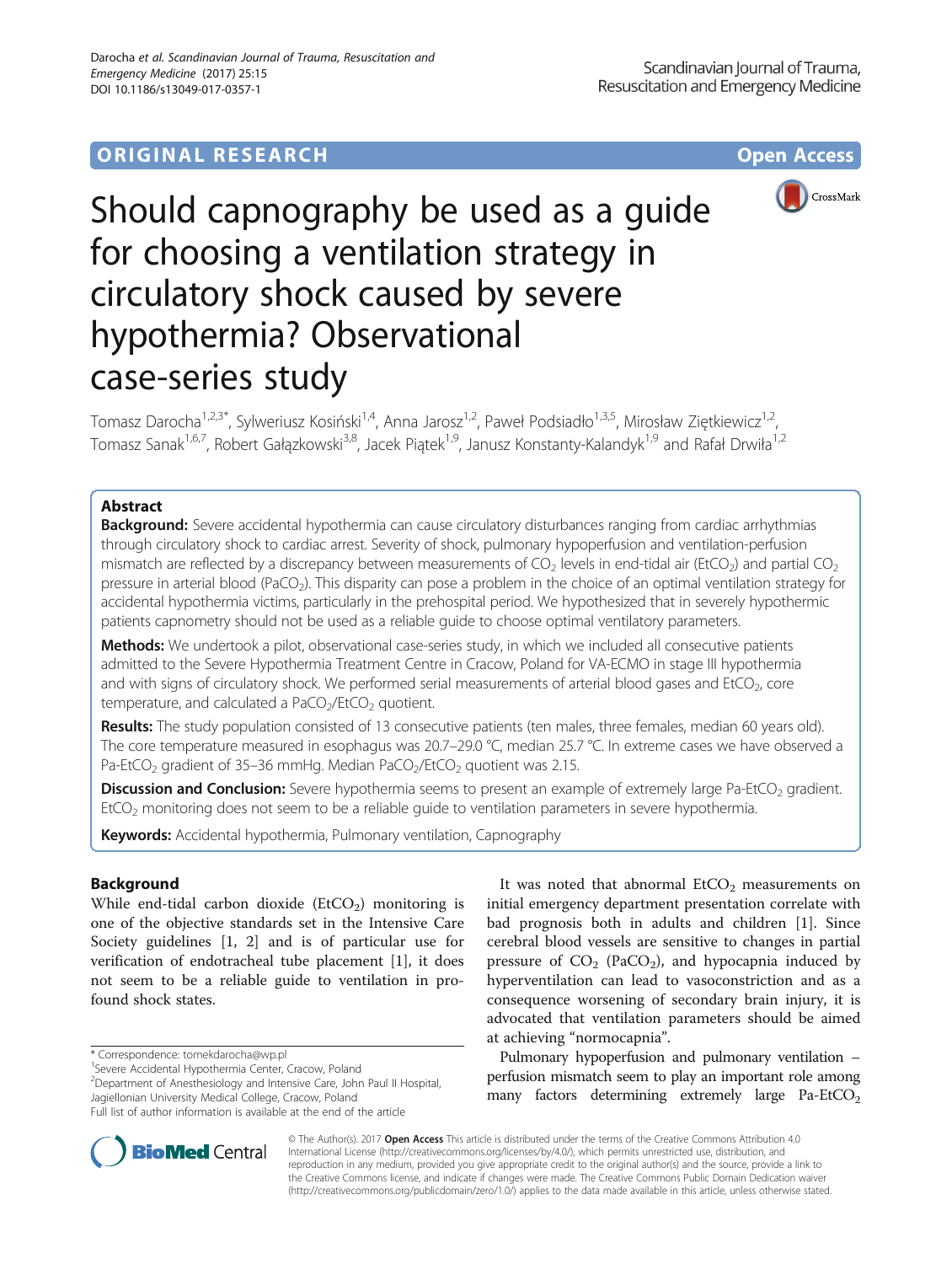ORIGINAL RESEARCH

Open Access

# Should capnography be used as a guide for choosing a ventilation strategy in circulatory shock caused by severe hypothermia? Observational case-series study

Tomasz Darocha[1,2,3*], Sylweriusz Kosiński[1,4], Anna Jarosz[1,2], Paweł Podsiadło[1,3,5], Mirosław Ziętkiewicz[1,2], Tomasz Sanak[1,6,7], Robert Gałązkowski[3,8], Jacek Piątek[1,9], Janusz Konstanty-Kalandyk[1,9] and Rafał Drwiła[1,2]

## Abstract

**Background:** Severe accidental hypothermia can cause circulatory disturbances ranging from cardiac arrhythmias through circulatory shock to cardiac arrest. Severity of shock, pulmonary hypoperfusion and ventilation-perfusion mismatch are reflected by a discrepancy between measurements of $CO_2$ levels in end-tidal air ($EtCO_2$) and partial $CO_2$ pressure in arterial blood ($PaCO_2$). This disparity can pose a problem in the choice of an optimal ventilation strategy for accidental hypothermia victims, particularly in the prehospital period. We hypothesized that in severely hypothermic patients capnometry should not be used as a reliable guide to choose optimal ventilatory parameters.

**Methods:** We undertook a pilot, observational case-series study, in which we included all consecutive patients admitted to the Severe Hypothermia Treatment Centre in Cracow, Poland for VA-ECMO in stage III hypothermia and with signs of circulatory shock. We performed serial measurements of arterial blood gases and $EtCO_2$, core temperature, and calculated a $PaCO_2/EtCO_2$ quotient.

**Results:** The study population consisted of 13 consecutive patients (ten males, three females, median 60 years old). The core temperature measured in esophagus was 20.7–29.0 °C, median 25.7 °C. In extreme cases we have observed a $Pa\text{-}EtCO_2$ gradient of 35–36 mmHg. Median $PaCO_2/EtCO_2$ quotient was 2.15.

**Discussion and Conclusion:** Severe hypothermia seems to present an example of extremely large $Pa\text{-}EtCO_2$ gradient. $EtCO_2$ monitoring does not seem to be a reliable guide to ventilation parameters in severe hypothermia.

**Keywords:** Accidental hypothermia, Pulmonary ventilation, Capnography

## Background

While end-tidal carbon dioxide ($EtCO_2$) monitoring is one of the objective standards set in the Intensive Care Society guidelines [1, 2] and is of particular use for verification of endotracheal tube placement [1], it does not seem to be a reliable guide to ventilation in profound shock states.

It was noted that abnormal $EtCO_2$ measurements on initial emergency department presentation correlate with bad prognosis both in adults and children [1]. Since cerebral blood vessels are sensitive to changes in partial pressure of $CO_2$ ($PaCO_2$), and hypocapnia induced by hyperventilation can lead to vasoconstriction and as a consequence worsening of secondary brain injury, it is advocated that ventilation parameters should be aimed at achieving "normocapnia".

Pulmonary hypoperfusion and pulmonary ventilation – perfusion mismatch seem to play an important role among many factors determining extremely large $Pa\text{-}EtCO_2$

* Correspondence: tomekdarocha@wp.pl
[1]Severe Accidental Hypothermia Center, Cracow, Poland
[2]Department of Anesthesiology and Intensive Care, John Paul II Hospital, Jagiellonian University Medical College, Cracow, Poland
Full list of author information is available at the end of the article

© The Author(s). 2017 **Open Access** This article is distributed under the terms of the Creative Commons Attribution 4.0 International License (http://creativecommons.org/licenses/by/4.0/), which permits unrestricted use, distribution, and reproduction in any medium, provided you give appropriate credit to the original author(s) and the source, provide a link to the Creative Commons license, and indicate if changes were made. The Creative Commons Public Domain Dedication waiver (http://creativecommons.org/publicdomain/zero/1.0/) applies to the data made available in this article, unless otherwise stated.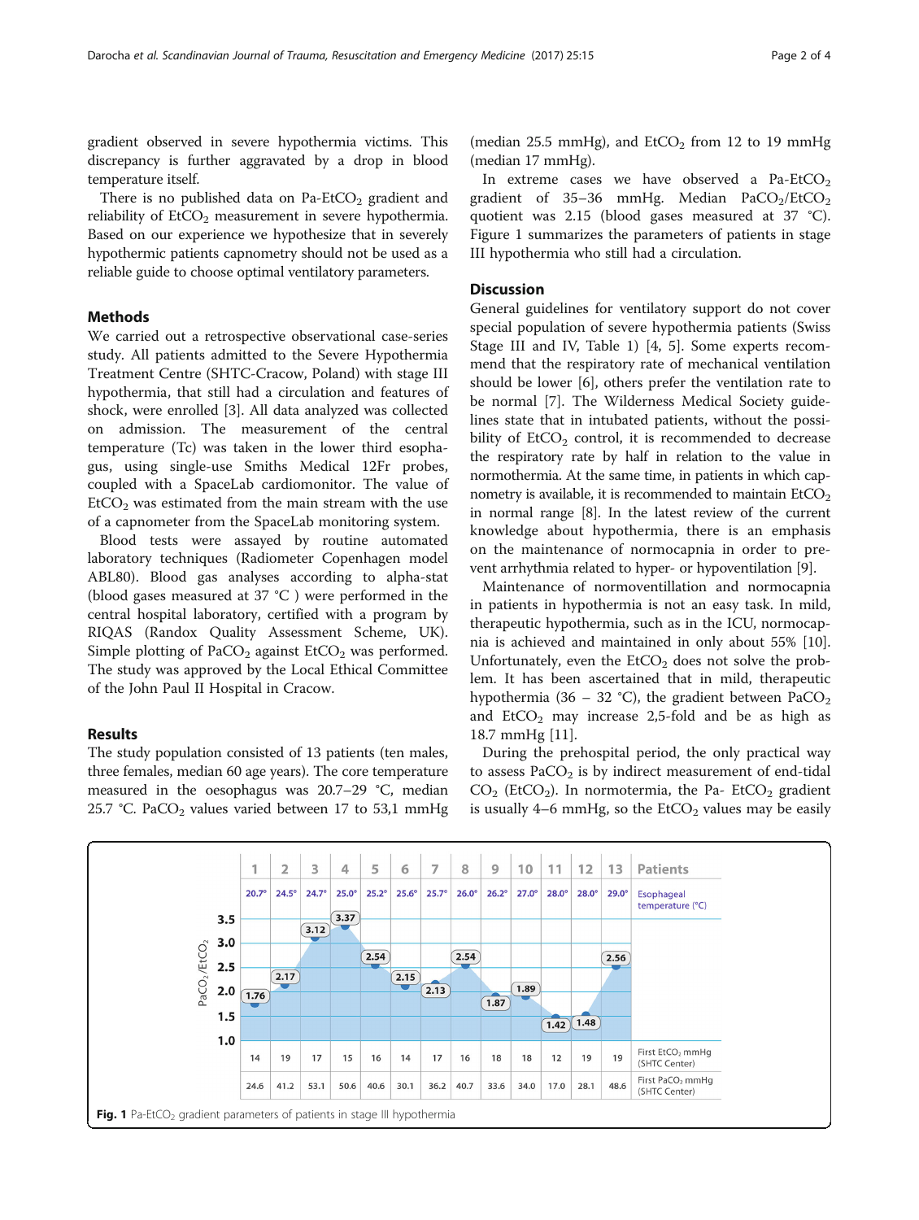gradient observed in severe hypothermia victims. This discrepancy is further aggravated by a drop in blood temperature itself.

There is no published data on Pa-$EtCO_2$ gradient and reliability of $EtCO_2$ measurement in severe hypothermia. Based on our experience we hypothesize that in severely hypothermic patients capnometry should not be used as a reliable guide to choose optimal ventilatory parameters.

## Methods

We carried out a retrospective observational case-series study. All patients admitted to the Severe Hypothermia Treatment Centre (SHTC-Cracow, Poland) with stage III hypothermia, that still had a circulation and features of shock, were enrolled [3]. All data analyzed was collected on admission. The measurement of the central temperature (Tc) was taken in the lower third esophagus, using single-use Smiths Medical 12Fr probes, coupled with a SpaceLab cardiomonitor. The value of $EtCO_2$ was estimated from the main stream with the use of a capnometer from the SpaceLab monitoring system.

Blood tests were assayed by routine automated laboratory techniques (Radiometer Copenhagen model ABL80). Blood gas analyses according to alpha-stat (blood gases measured at 37 °C ) were performed in the central hospital laboratory, certified with a program by RIQAS (Randox Quality Assessment Scheme, UK). Simple plotting of $PaCO_2$ against $EtCO_2$ was performed. The study was approved by the Local Ethical Committee of the John Paul II Hospital in Cracow.

## Results

The study population consisted of 13 patients (ten males, three females, median 60 age years). The core temperature measured in the oesophagus was 20.7–29 °C, median 25.7 °C. $PaCO_2$ values varied between 17 to 53,1 mmHg (median 25.5 mmHg), and $EtCO_2$ from 12 to 19 mmHg (median 17 mmHg).

In extreme cases we have observed a Pa-$EtCO_2$ gradient of 35–36 mmHg. Median $PaCO_2$/$EtCO_2$ quotient was 2.15 (blood gases measured at 37 °C). Figure 1 summarizes the parameters of patients in stage III hypothermia who still had a circulation.

## Discussion

General guidelines for ventilatory support do not cover special population of severe hypothermia patients (Swiss Stage III and IV, Table 1) [4, 5]. Some experts recommend that the respiratory rate of mechanical ventilation should be lower [6], others prefer the ventilation rate to be normal [7]. The Wilderness Medical Society guidelines state that in intubated patients, without the possibility of $EtCO_2$ control, it is recommended to decrease the respiratory rate by half in relation to the value in normothermia. At the same time, in patients in which capnometry is available, it is recommended to maintain $EtCO_2$ in normal range [8]. In the latest review of the current knowledge about hypothermia, there is an emphasis on the maintenance of normocapnia in order to prevent arrhythmia related to hyper- or hypoventilation [9].

Maintenance of normoventillation and normocapnia in patients in hypothermia is not an easy task. In mild, therapeutic hypothermia, such as in the ICU, normocapnia is achieved and maintained in only about 55% [10]. Unfortunately, even the $EtCO_2$ does not solve the problem. It has been ascertained that in mild, therapeutic hypothermia (36 – 32 °C), the gradient between $PaCO_2$ and $EtCO_2$ may increase 2,5-fold and be as high as 18.7 mmHg [11].

During the prehospital period, the only practical way to assess $PaCO_2$ is by indirect measurement of end-tidal $CO_2$ ($EtCO_2$). In normotermia, the Pa- $EtCO_2$ gradient is usually 4–6 mmHg, so the $EtCO_2$ values may be easily

| Patients | 1 | 2 | 3 | 4 | 5 | 6 | 7 | 8 | 9 | 10 | 11 | 12 | 13 |
|---|---|---|---|---|---|---|---|---|---|---|---|---|---|
| Esophageal temperature (°C) | 20.7° | 24.5° | 24.7° | 25.0° | 25.2° | 25.6° | 25.7° | 26.0° | 26.2° | 27.0° | 28.0° | 28.0° | 29.0° |
| $PaCO_2$/$EtCO_2$ | 1.76 | 2.17 | 3.12 | 3.37 | 2.54 | 2.15 | 2.13 | 2.54 | 1.87 | 1.89 | 1.42 | 1.48 | 2.56 |
| First $EtCO_2$ mmHg (SHTC Center) | 14 | 19 | 17 | 15 | 16 | 14 | 17 | 16 | 18 | 18 | 12 | 19 | 19 |
| First $PaCO_2$ mmHg (SHTC Center) | 24.6 | 41.2 | 53.1 | 50.6 | 40.6 | 30.1 | 36.2 | 40.7 | 33.6 | 34.0 | 17.0 | 28.1 | 48.6 |

**Fig. 1** Pa-$EtCO_2$ gradient parameters of patients in stage III hypothermia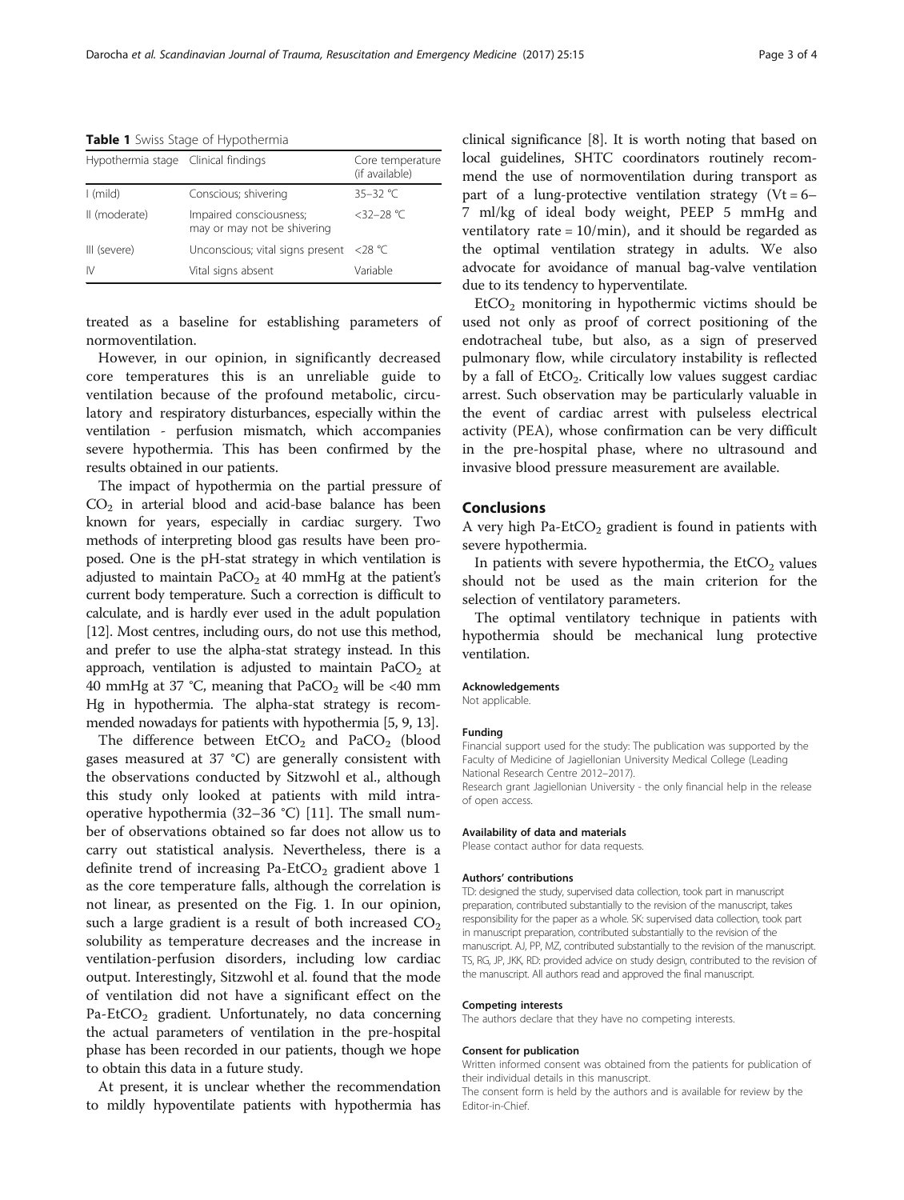**Table 1** Swiss Stage of Hypothermia

| Hypothermia stage | Clinical findings | Core temperature (if available) |
|---|---|---|
| I (mild) | Conscious; shivering | 35–32 °C |
| II (moderate) | Impaired consciousness; may or may not be shivering | <32–28 °C |
| III (severe) | Unconscious; vital signs present | <28 °C |
| IV | Vital signs absent | Variable |

treated as a baseline for establishing parameters of normoventilation.

However, in our opinion, in significantly decreased core temperatures this is an unreliable guide to ventilation because of the profound metabolic, circulatory and respiratory disturbances, especially within the ventilation - perfusion mismatch, which accompanies severe hypothermia. This has been confirmed by the results obtained in our patients.

The impact of hypothermia on the partial pressure of $CO_2$ in arterial blood and acid-base balance has been known for years, especially in cardiac surgery. Two methods of interpreting blood gas results have been proposed. One is the pH-stat strategy in which ventilation is adjusted to maintain $PaCO_2$ at 40 mmHg at the patient's current body temperature. Such a correction is difficult to calculate, and is hardly ever used in the adult population [12]. Most centres, including ours, do not use this method, and prefer to use the alpha-stat strategy instead. In this approach, ventilation is adjusted to maintain $PaCO_2$ at 40 mmHg at 37 °C, meaning that $PaCO_2$ will be <40 mm Hg in hypothermia. The alpha-stat strategy is recommended nowadays for patients with hypothermia [5, 9, 13].

The difference between $EtCO_2$ and $PaCO_2$ (blood gases measured at 37 °C) are generally consistent with the observations conducted by Sitzwohl et al., although this study only looked at patients with mild intraoperative hypothermia (32–36 °C) [11]. The small number of observations obtained so far does not allow us to carry out statistical analysis. Nevertheless, there is a definite trend of increasing Pa-$EtCO_2$ gradient above 1 as the core temperature falls, although the correlation is not linear, as presented on the Fig. 1. In our opinion, such a large gradient is a result of both increased $CO_2$ solubility as temperature decreases and the increase in ventilation-perfusion disorders, including low cardiac output. Interestingly, Sitzwohl et al. found that the mode of ventilation did not have a significant effect on the Pa-$EtCO_2$ gradient. Unfortunately, no data concerning the actual parameters of ventilation in the pre-hospital phase has been recorded in our patients, though we hope to obtain this data in a future study.

At present, it is unclear whether the recommendation to mildly hypoventilate patients with hypothermia has clinical significance [8]. It is worth noting that based on local guidelines, SHTC coordinators routinely recommend the use of normoventilation during transport as part of a lung-protective ventilation strategy (Vt = 6–7 ml/kg of ideal body weight, PEEP 5 mmHg and ventilatory rate = 10/min), and it should be regarded as the optimal ventilation strategy in adults. We also advocate for avoidance of manual bag-valve ventilation due to its tendency to hyperventilate.

$EtCO_2$ monitoring in hypothermic victims should be used not only as proof of correct positioning of the endotracheal tube, but also, as a sign of preserved pulmonary flow, while circulatory instability is reflected by a fall of $EtCO_2$. Critically low values suggest cardiac arrest. Such observation may be particularly valuable in the event of cardiac arrest with pulseless electrical activity (PEA), whose confirmation can be very difficult in the pre-hospital phase, where no ultrasound and invasive blood pressure measurement are available.

## Conclusions

A very high Pa-$EtCO_2$ gradient is found in patients with severe hypothermia.

In patients with severe hypothermia, the $EtCO_2$ values should not be used as the main criterion for the selection of ventilatory parameters.

The optimal ventilatory technique in patients with hypothermia should be mechanical lung protective ventilation.

#### Acknowledgements

Not applicable.

#### Funding

Financial support used for the study: The publication was supported by the Faculty of Medicine of Jagiellonian University Medical College (Leading National Research Centre 2012–2017).
Research grant Jagiellonian University - the only financial help in the release of open access.

#### Availability of data and materials

Please contact author for data requests.

#### Authors' contributions

TD: designed the study, supervised data collection, took part in manuscript preparation, contributed substantially to the revision of the manuscript, takes responsibility for the paper as a whole. SK: supervised data collection, took part in manuscript preparation, contributed substantially to the revision of the manuscript. AJ, PP, MZ, contributed substantially to the revision of the manuscript. TS, RG, JP, JKK, RD: provided advice on study design, contributed to the revision of the manuscript. All authors read and approved the final manuscript.

#### Competing interests

The authors declare that they have no competing interests.

#### Consent for publication

Written informed consent was obtained from the patients for publication of their individual details in this manuscript.
The consent form is held by the authors and is available for review by the Editor-in-Chief.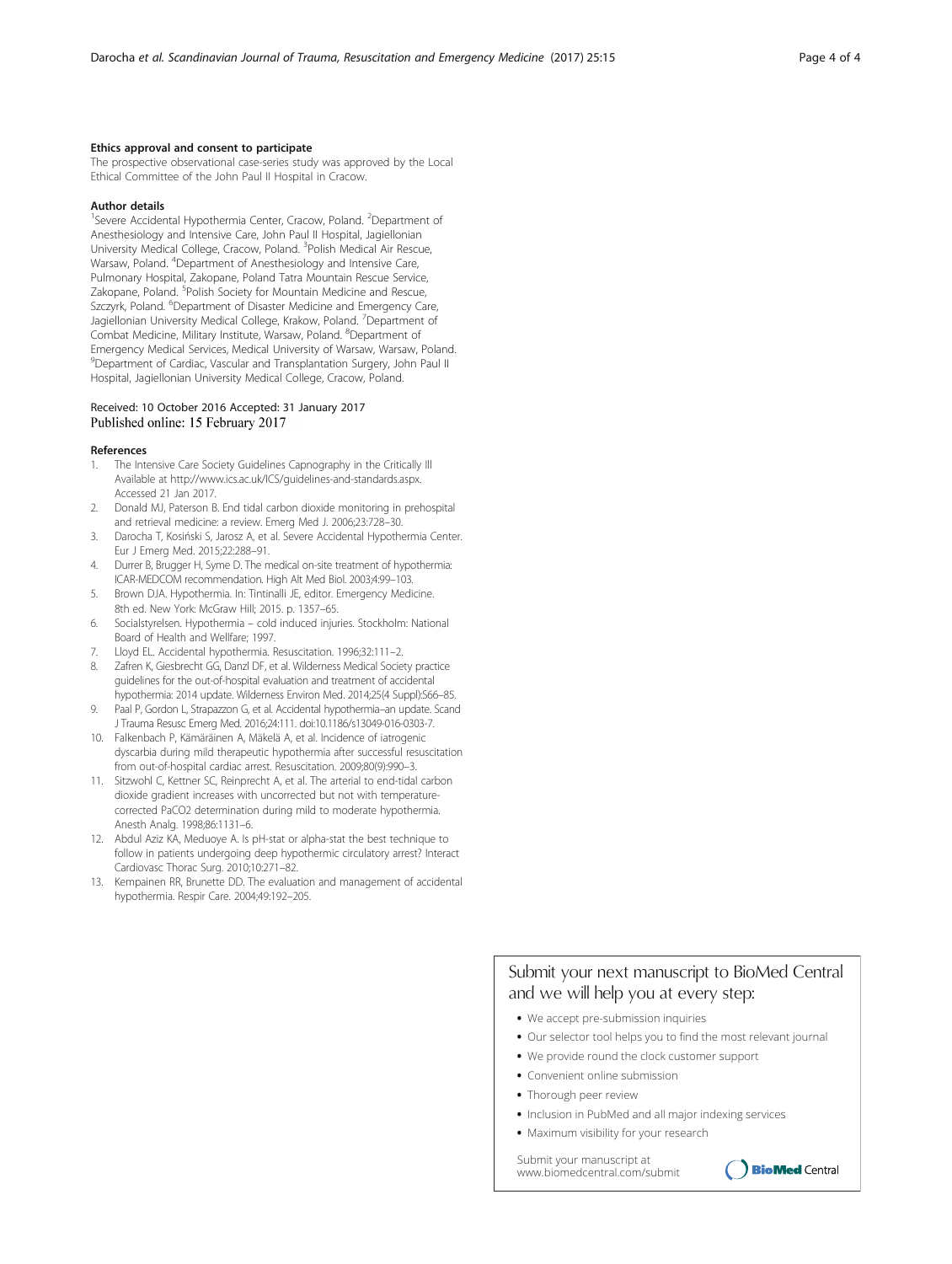### Ethics approval and consent to participate

The prospective observational case-series study was approved by the Local Ethical Committee of the John Paul II Hospital in Cracow.

### Author details

[1]Severe Accidental Hypothermia Center, Cracow, Poland. [2]Department of Anesthesiology and Intensive Care, John Paul II Hospital, Jagiellonian University Medical College, Cracow, Poland. [3]Polish Medical Air Rescue, Warsaw, Poland. [4]Department of Anesthesiology and Intensive Care, Pulmonary Hospital, Zakopane, Poland Tatra Mountain Rescue Service, Zakopane, Poland. [5]Polish Society for Mountain Medicine and Rescue, Szczyrk, Poland. [6]Department of Disaster Medicine and Emergency Care, Jagiellonian University Medical College, Krakow, Poland. [7]Department of Combat Medicine, Military Institute, Warsaw, Poland. [8]Department of Emergency Medical Services, Medical University of Warsaw, Warsaw, Poland. [9]Department of Cardiac, Vascular and Transplantation Surgery, John Paul II Hospital, Jagiellonian University Medical College, Cracow, Poland.

Received: 10 October 2016 Accepted: 31 January 2017
Published online: 15 February 2017

### References

1. The Intensive Care Society Guidelines Capnography in the Critically Ill Available at http://www.ics.ac.uk/ICS/guidelines-and-standards.aspx. Accessed 21 Jan 2017.
2. Donald MJ, Paterson B. End tidal carbon dioxide monitoring in prehospital and retrieval medicine: a review. Emerg Med J. 2006;23:728–30.
3. Darocha T, Kosiński S, Jarosz A, et al. Severe Accidental Hypothermia Center. Eur J Emerg Med. 2015;22:288–91.
4. Durrer B, Brugger H, Syme D. The medical on-site treatment of hypothermia: ICAR-MEDCOM recommendation. High Alt Med Biol. 2003;4:99–103.
5. Brown DJA. Hypothermia. In: Tintinalli JE, editor. Emergency Medicine. 8th ed. New York: McGraw Hill; 2015. p. 1357–65.
6. Socialstyrelsen. Hypothermia – cold induced injuries. Stockholm: National Board of Health and Wellfare; 1997.
7. Lloyd EL. Accidental hypothermia. Resuscitation. 1996;32:111–2.
8. Zafren K, Giesbrecht GG, Danzl DF, et al. Wilderness Medical Society practice guidelines for the out-of-hospital evaluation and treatment of accidental hypothermia: 2014 update. Wilderness Environ Med. 2014;25(4 Suppl):S66–85.
9. Paal P, Gordon L, Strapazzon G, et al. Accidental hypothermia–an update. Scand J Trauma Resusc Emerg Med. 2016;24:111. doi:10.1186/s13049-016-0303-7.
10. Falkenbach P, Kämäräinen A, Mäkelä A, et al. Incidence of iatrogenic dyscarbia during mild therapeutic hypothermia after successful resuscitation from out-of-hospital cardiac arrest. Resuscitation. 2009;80(9):990–3.
11. Sitzwohl C, Kettner SC, Reinprecht A, et al. The arterial to end-tidal carbon dioxide gradient increases with uncorrected but not with temperature-corrected PaCO2 determination during mild to moderate hypothermia. Anesth Analg. 1998;86:1131–6.
12. Abdul Aziz KA, Meduoye A. Is pH-stat or alpha-stat the best technique to follow in patients undergoing deep hypothermic circulatory arrest? Interact Cardiovasc Thorac Surg. 2010;10:271–82.
13. Kempainen RR, Brunette DD. The evaluation and management of accidental hypothermia. Respir Care. 2004;49:192–205.

Submit your next manuscript to BioMed Central and we will help you at every step:

- We accept pre-submission inquiries
- Our selector tool helps you to find the most relevant journal
- We provide round the clock customer support
- Convenient online submission
- Thorough peer review
- Inclusion in PubMed and all major indexing services
- Maximum visibility for your research

Submit your manuscript at
www.biomedcentral.com/submit

BioMed Central